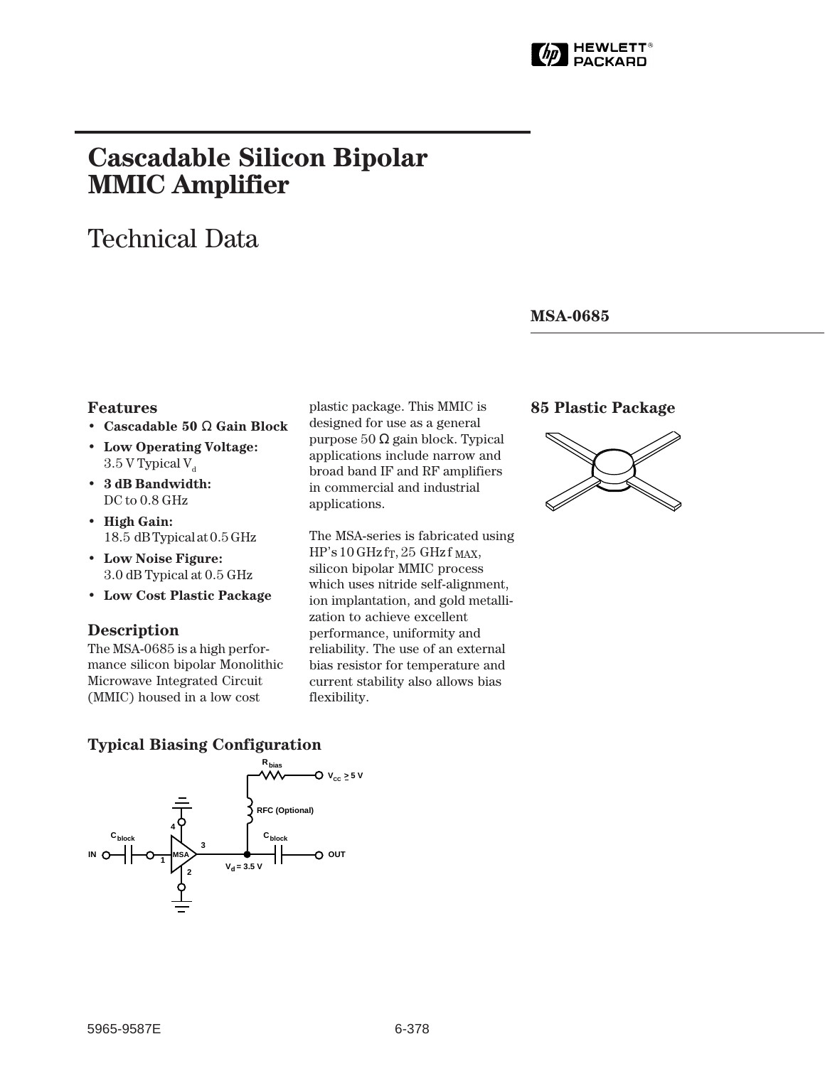HEWLETT PACKARD

# Cascadable Silicon Bipolar MMIC Amplifier

# Technical Data

**MSA-0685**

## Features

- **Cascadable 50 Ω Gain Block**
- **Low Operating Voltage:** 3.5 V Typical $V_d$
- **3 dB Bandwidth:** DC to 0.8 GHz
- **High Gain:** 18.5 dB Typical at 0.5 GHz
- **Low Noise Figure:** 3.0 dB Typical at 0.5 GHz
- **Low Cost Plastic Package**

## Description

The MSA-0685 is a high performance silicon bipolar Monolithic Microwave Integrated Circuit (MMIC) housed in a low cost plastic package. This MMIC is designed for use as a general purpose 50 Ω gain block. Typical applications include narrow and broad band IF and RF amplifiers in commercial and industrial applications.

The MSA-series is fabricated using HP's 10 GHz $f_T$, 25 GHz $f_{MAX}$, silicon bipolar MMIC process which uses nitride self-alignment, ion implantation, and gold metallization to achieve excellent performance, uniformity and reliability. The use of an external bias resistor for temperature and current stability also allows bias flexibility.

## 85 Plastic Package

## Typical Biasing Configuration

$R_{bias}$, $V_{CC} \geq 5$ V, RFC (Optional), $C_{block}$, IN, OUT, MSA, $V_d = 3.5$ V, 1, 2, 3, 4

5965-9587E

6-378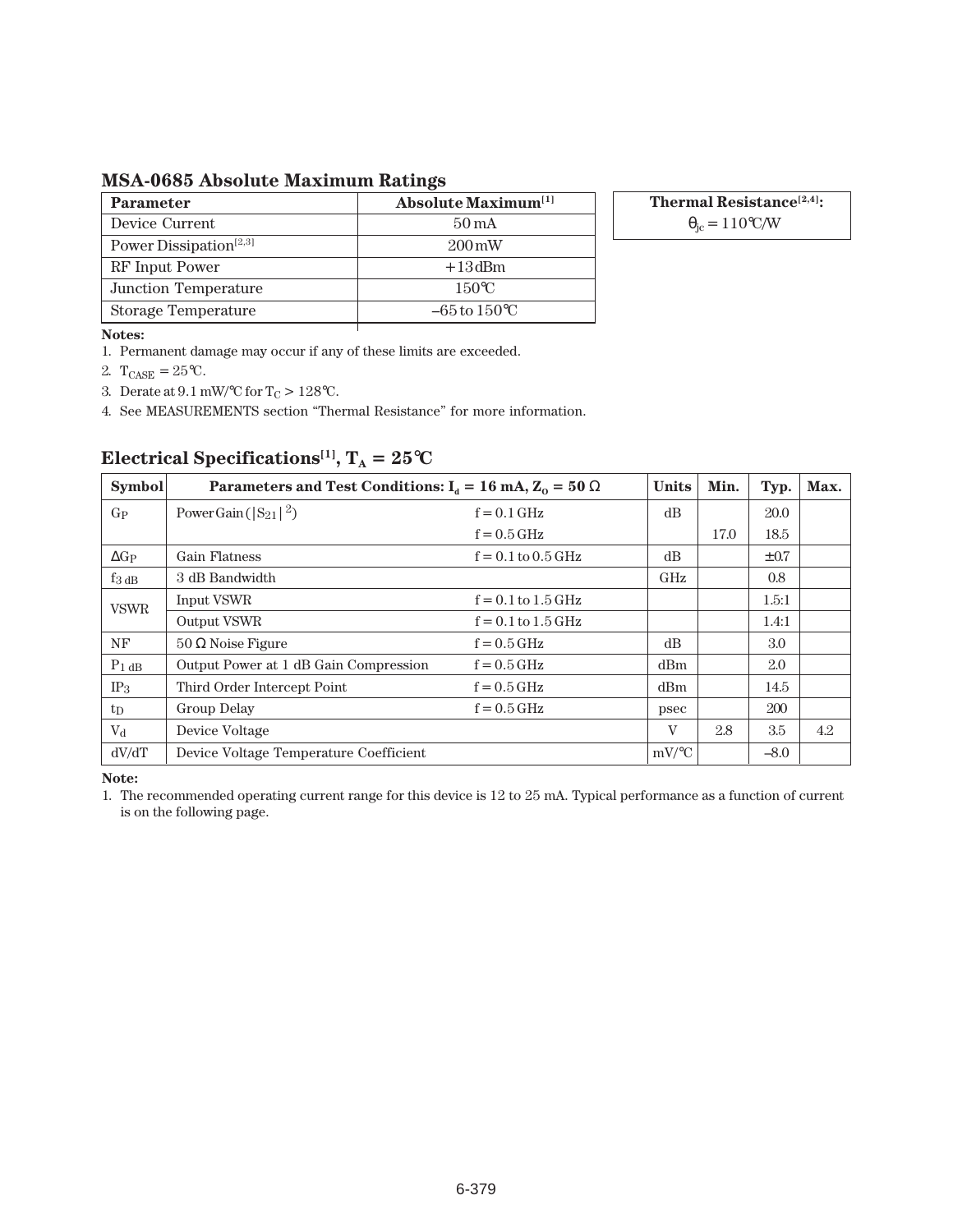## MSA-0685 Absolute Maximum Ratings

| Parameter | Absolute Maximum[1] |
|---|---|
| Device Current | 50 mA |
| Power Dissipation[2,3] | 200 mW |
| RF Input Power | +13 dBm |
| Junction Temperature | 150°C |
| Storage Temperature | –65 to 150°C |

| Thermal Resistance[2,4]: |
|---|
| $\theta_{jc}$ = 110°C/W |

**Notes:**

1. Permanent damage may occur if any of these limits are exceeded.
2. $T_{CASE}$ = 25°C.
3. Derate at 9.1 mW/°C for $T_C$ > 128°C.
4. See MEASUREMENTS section "Thermal Resistance" for more information.

## Electrical Specifications[1], $T_A$ = 25°C

| Symbol | Parameters and Test Conditions: $I_d$ = 16 mA, $Z_O$ = 50 Ω | | Units | Min. | Typ. | Max. |
|---|---|---|---|---|---|---|
| $G_P$ | Power Gain ($\|S_{21}\|^2$) | f = 0.1 GHz | dB | | 20.0 | |
| | | f = 0.5 GHz | | 17.0 | 18.5 | |
| $\Delta G_P$ | Gain Flatness | f = 0.1 to 0.5 GHz | dB | | ±0.7 | |
| $f_{3\ dB}$ | 3 dB Bandwidth | | GHz | | 0.8 | |
| VSWR | Input VSWR | f = 0.1 to 1.5 GHz | | | 1.5:1 | |
| | Output VSWR | f = 0.1 to 1.5 GHz | | | 1.4:1 | |
| NF | 50 Ω Noise Figure | f = 0.5 GHz | dB | | 3.0 | |
| $P_{1\ dB}$ | Output Power at 1 dB Gain Compression | f = 0.5 GHz | dBm | | 2.0 | |
| $IP_3$ | Third Order Intercept Point | f = 0.5 GHz | dBm | | 14.5 | |
| $t_D$ | Group Delay | f = 0.5 GHz | psec | | 200 | |
| $V_d$ | Device Voltage | | V | 2.8 | 3.5 | 4.2 |
| dV/dT | Device Voltage Temperature Coefficient | | mV/°C | | –8.0 | |

**Note:**

1. The recommended operating current range for this device is 12 to 25 mA. Typical performance as a function of current is on the following page.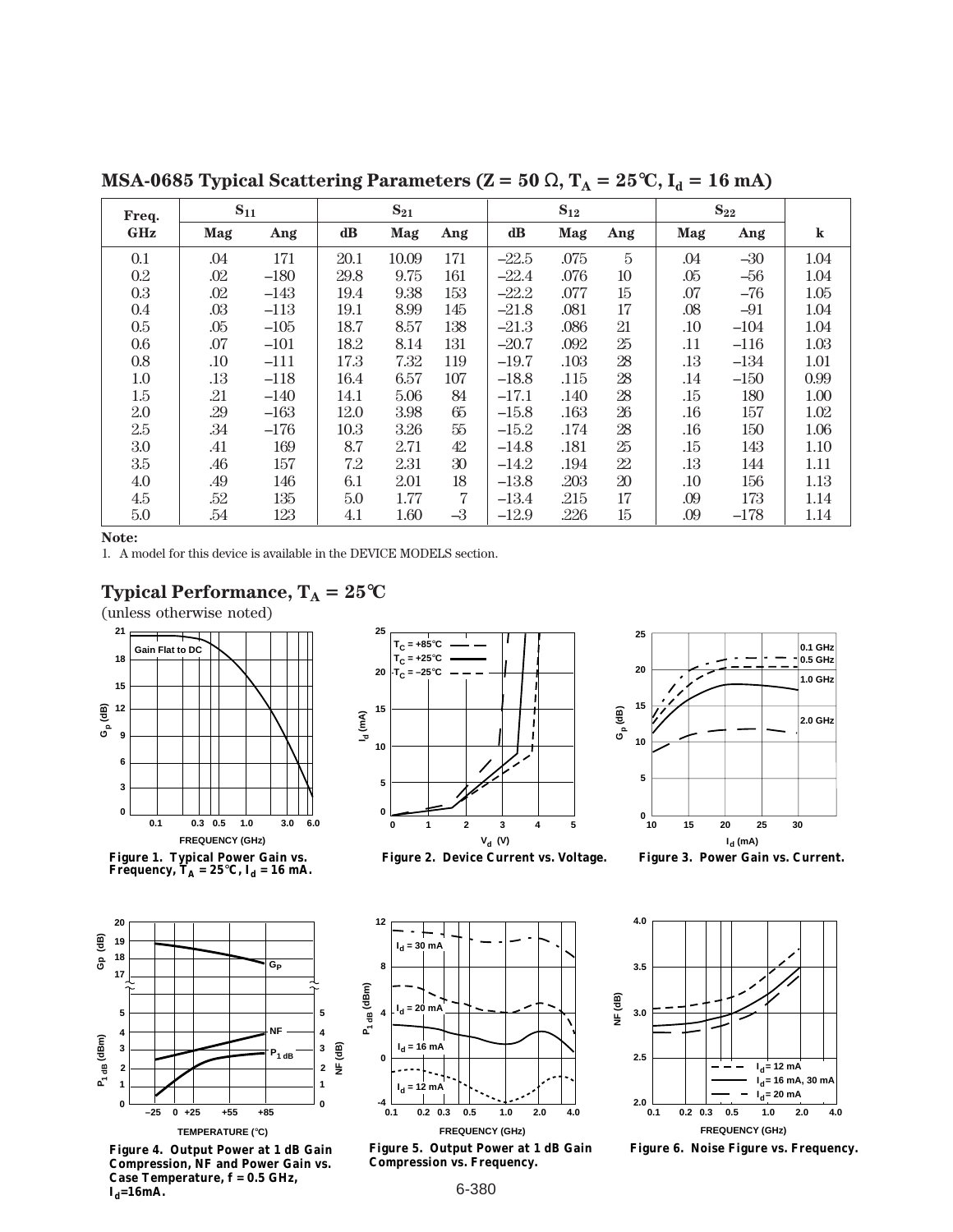## MSA-0685 Typical Scattering Parameters (Z = 50 Ω, $T_A$ = 25°C, $I_d$ = 16 mA)

| Freq. | $S_{11}$ | | $S_{21}$ | | | $S_{12}$ | | | $S_{22}$ | | |
|---|---|---|---|---|---|---|---|---|---|---|---|
| GHz | Mag | Ang | dB | Mag | Ang | dB | Mag | Ang | Mag | Ang | k |
| 0.1 | .04 | 171 | 20.1 | 10.09 | 171 | –22.5 | .075 | 5 | .04 | –30 | 1.04 |
| 0.2 | .02 | –180 | 29.8 | 9.75 | 161 | –22.4 | .076 | 10 | .05 | –56 | 1.04 |
| 0.3 | .02 | –143 | 19.4 | 9.38 | 153 | –22.2 | .077 | 15 | .07 | –76 | 1.05 |
| 0.4 | .03 | –113 | 19.1 | 8.99 | 145 | –21.8 | .081 | 17 | .08 | –91 | 1.04 |
| 0.5 | .05 | –105 | 18.7 | 8.57 | 138 | –21.3 | .086 | 21 | .10 | –104 | 1.04 |
| 0.6 | .07 | –101 | 18.2 | 8.14 | 131 | –20.7 | .092 | 25 | .11 | –116 | 1.03 |
| 0.8 | .10 | –111 | 17.3 | 7.32 | 119 | –19.7 | .103 | 28 | .13 | –134 | 1.01 |
| 1.0 | .13 | –118 | 16.4 | 6.57 | 107 | –18.8 | .115 | 28 | .14 | –150 | 0.99 |
| 1.5 | .21 | –140 | 14.1 | 5.06 | 84 | –17.1 | .140 | 28 | .15 | 180 | 1.00 |
| 2.0 | .29 | –163 | 12.0 | 3.98 | 65 | –15.8 | .163 | 26 | .16 | 157 | 1.02 |
| 2.5 | .34 | –176 | 10.3 | 3.26 | 55 | –15.2 | .174 | 28 | .16 | 150 | 1.06 |
| 3.0 | .41 | 169 | 8.7 | 2.71 | 42 | –14.8 | .181 | 25 | .15 | 143 | 1.10 |
| 3.5 | .46 | 157 | 7.2 | 2.31 | 30 | –14.2 | .194 | 22 | .13 | 144 | 1.11 |
| 4.0 | .49 | 146 | 6.1 | 2.01 | 18 | –13.8 | .203 | 20 | .10 | 156 | 1.13 |
| 4.5 | .52 | 135 | 5.0 | 1.77 | 7 | –13.4 | .215 | 17 | .09 | 173 | 1.14 |
| 5.0 | .54 | 123 | 4.1 | 1.60 | –3 | –12.9 | .226 | 15 | .09 | –178 | 1.14 |

**Note:**
1. A model for this device is available in the DEVICE MODELS section.

## Typical Performance, $T_A$ = 25°C
(unless otherwise noted)

**Figure 1. Typical Power Gain vs. Frequency, $T_A$ = 25°C, $I_d$ = 16 mA.**

**Figure 2. Device Current vs. Voltage.**

**Figure 3. Power Gain vs. Current.**

**Figure 4. Output Power at 1 dB Gain Compression, NF and Power Gain vs. Case Temperature, f = 0.5 GHz, $I_d$=16mA.**

**Figure 5. Output Power at 1 dB Gain Compression vs. Frequency.**

**Figure 6. Noise Figure vs. Frequency.**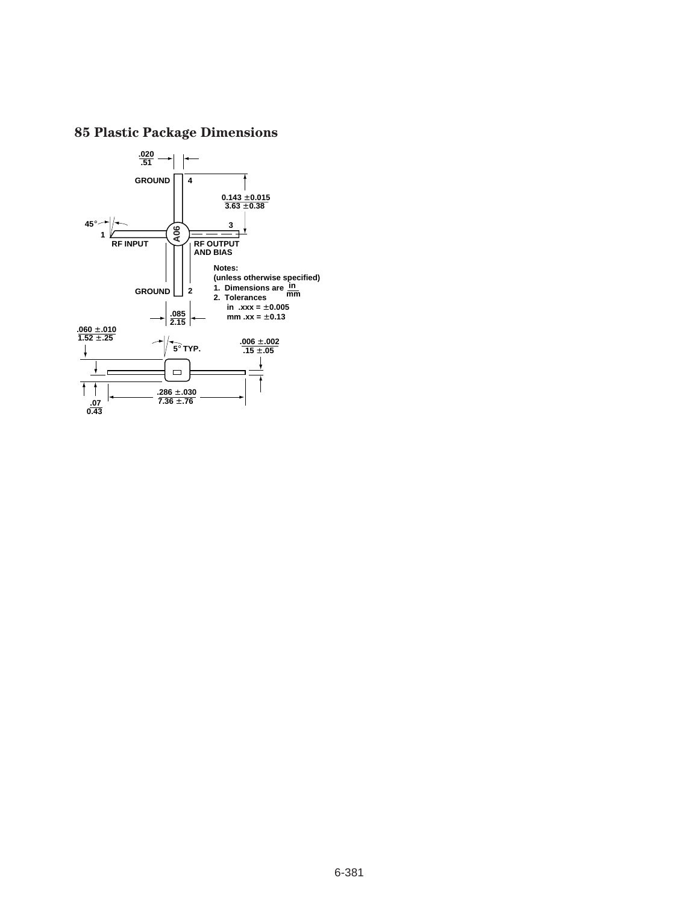## 85 Plastic Package Dimensions

.020
.51

GROUND 4

0.143 ±0.015
3.63 ±0.38

45°

1

A06

3

RF INPUT

RF OUTPUT AND BIAS

GROUND 2

.085
2.15

Notes:
(unless otherwise specified)
1. Dimensions are in/mm
2. Tolerances
   in .xxx = ±0.005
   mm .xx = ±0.13

.060 ±.010
1.52 ±.25

5° TYP.

.006 ±.002
.15 ±.05

.286 ±.030
7.36 ±.76

.07
0.43